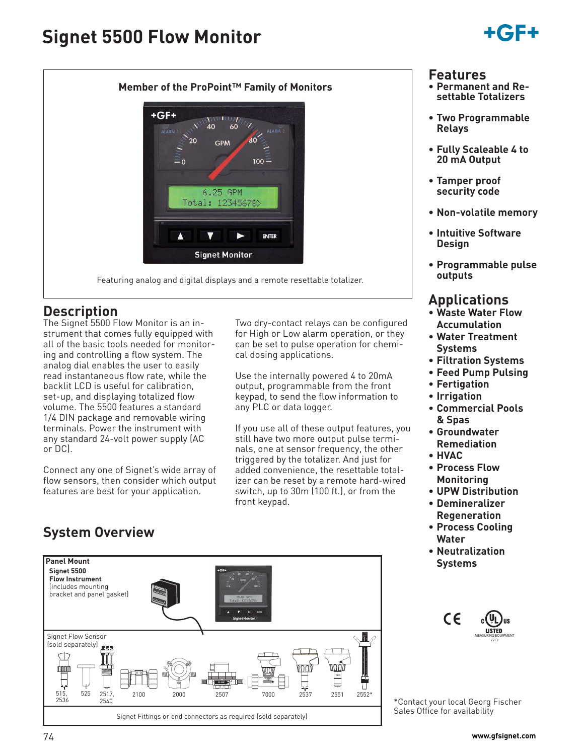# Signet 5500 Flow Monitor

Member of the ProPoint™ Family of Monitors

Featuring analog and digital displays and a remote resettable totalizer.

## Description

The Signet 5500 Flow Monitor is an instrument that comes fully equipped with all of the basic tools needed for monitoring and controlling a flow system. The analog dial enables the user to easily read instantaneous flow rate, while the backlit LCD is useful for calibration, set-up, and displaying totalized flow volume. The 5500 features a standard 1/4 DIN package and removable wiring terminals. Power the instrument with any standard 24-volt power supply (AC or DC).

Connect any one of Signet's wide array of flow sensors, then consider which output features are best for your application.

Two dry-contact relays can be configured for High or Low alarm operation, or they can be set to pulse operation for chemical dosing applications.

Use the internally powered 4 to 20mA output, programmable from the front keypad, to send the flow information to any PLC or data logger.

If you use all of these output features, you still have two more output pulse terminals, one at sensor frequency, the other triggered by the totalizer. And just for added convenience, the resettable totalizer can be reset by a remote hard-wired switch, up to 30m (100 ft.), or from the front keypad.

## System Overview

**Panel Mount**

**Signet 5500 Flow Instrument**
(includes mounting bracket and panel gasket)

Signet Flow Sensor (sold separately)

515, 2536 | 525 | 2517, 2540 | 2100 | 2000 | 2507 | 7000 | 2537 | 2551 | 2552*

Signet Fittings or end connectors as required (sold separately)

## Features

- **Permanent and Resettable Totalizers**
- **Two Programmable Relays**
- **Fully Scaleable 4 to 20 mA Output**
- **Tamper proof security code**
- **Non-volatile memory**
- **Intuitive Software Design**
- **Programmable pulse outputs**

## Applications

- **Waste Water Flow Accumulation**
- **Water Treatment Systems**
- **Filtration Systems**
- **Feed Pump Pulsing**
- **Fertigation**
- **Irrigation**
- **Commercial Pools & Spas**
- **Groundwater Remediation**
- **HVAC**
- **Process Flow Monitoring**
- **UPW Distribution**
- **Demineralizer Regeneration**
- **Process Cooling Water**
- **Neutralization Systems**

*Contact your local Georg Fischer Sales Office for availability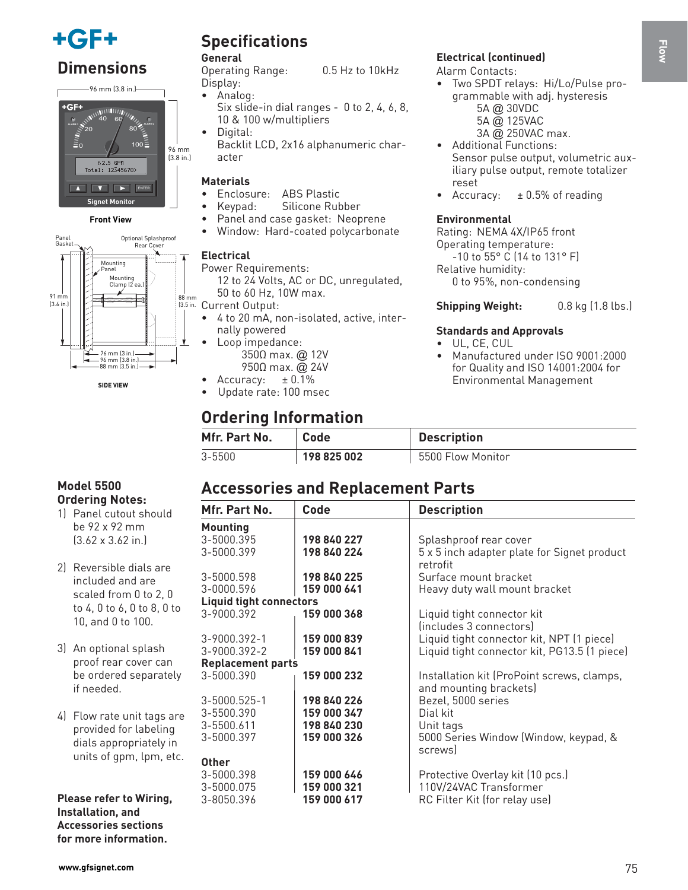# Dimensions

96 mm (3.8 in.)

96 mm (3.8 in.)

Front View

Panel Gasket

Optional Splashproof Rear Cover

Mounting Panel

Mounting Clamp (2 ea.)

91 mm (3.6 in.)

88 mm (3.5 in.)

76 mm (3 in.)

96 mm (3.8 in.)

88 mm (3.5 in.)

SIDE VIEW

## Specifications

### General

Operating Range: 0.5 Hz to 10kHz

Display:
- Analog:
  Six slide-in dial ranges - 0 to 2, 4, 6, 8, 10 & 100 w/multipliers
- Digital:
  Backlit LCD, 2x16 alphanumeric character

### Materials

- Enclosure: ABS Plastic
- Keypad: Silicone Rubber
- Panel and case gasket: Neoprene
- Window: Hard-coated polycarbonate

### Electrical

Power Requirements:
12 to 24 Volts, AC or DC, unregulated, 50 to 60 Hz, 10W max.

Current Output:
- 4 to 20 mA, non-isolated, active, internally powered
- Loop impedance:
  350Ω max. @ 12V
  950Ω max. @ 24V
- Accuracy: ± 0.1%
- Update rate: 100 msec

### Electrical (continued)

Alarm Contacts:
- Two SPDT relays: Hi/Lo/Pulse programmable with adj. hysteresis
  5A @ 30VDC
  5A @ 125VAC
  3A @ 250VAC max.
- Additional Functions:
  Sensor pulse output, volumetric auxiliary pulse output, remote totalizer reset
- Accuracy: ± 0.5% of reading

### Environmental

Rating: NEMA 4X/IP65 front

Operating temperature:
-10 to 55° C (14 to 131° F)

Relative humidity:
0 to 95%, non-condensing

**Shipping Weight:** 0.8 kg (1.8 lbs.)

### Standards and Approvals

- UL, CE, CUL
- Manufactured under ISO 9001:2000 for Quality and ISO 14001:2004 for Environmental Management

## Ordering Information

| Mfr. Part No. | Code | Description |
|---|---|---|
| 3-5500 | **198 825 002** | 5500 Flow Monitor |

### Model 5500 Ordering Notes:

1) Panel cutout should be 92 x 92 mm (3.62 x 3.62 in.)

2) Reversible dials are included and are scaled from 0 to 2, 0 to 4, 0 to 6, 0 to 8, 0 to 10, and 0 to 100.

3) An optional splash proof rear cover can be ordered separately if needed.

4) Flow rate unit tags are provided for labeling dials appropriately in units of gpm, lpm, etc.

**Please refer to Wiring, Installation, and Accessories sections for more information.**

## Accessories and Replacement Parts

| Mfr. Part No. | Code | Description |
|---|---|---|
| **Mounting** | | |
| 3-5000.395 | **198 840 227** | Splashproof rear cover |
| 3-5000.399 | **198 840 224** | 5 x 5 inch adapter plate for Signet product retrofit |
| 3-5000.598 | **198 840 225** | Surface mount bracket |
| 3-0000.596 | **159 000 641** | Heavy duty wall mount bracket |
| **Liquid tight connectors** | | |
| 3-9000.392 | **159 000 368** | Liquid tight connector kit (includes 3 connectors) |
| 3-9000.392-1 | **159 000 839** | Liquid tight connector kit, NPT (1 piece) |
| 3-9000.392-2 | **159 000 841** | Liquid tight connector kit, PG13.5 (1 piece) |
| **Replacement parts** | | |
| 3-5000.390 | **159 000 232** | Installation kit (ProPoint screws, clamps, and mounting brackets) |
| 3-5000.525-1 | **198 840 226** | Bezel, 5000 series |
| 3-5500.390 | **159 000 347** | Dial kit |
| 3-5500.611 | **198 840 230** | Unit tags |
| 3-5000.397 | **159 000 326** | 5000 Series Window (Window, keypad, & screws) |
| **Other** | | |
| 3-5000.398 | **159 000 646** | Protective Overlay kit (10 pcs.) |
| 3-5000.075 | **159 000 321** | 110V/24VAC Transformer |
| 3-8050.396 | **159 000 617** | RC Filter Kit (for relay use) |